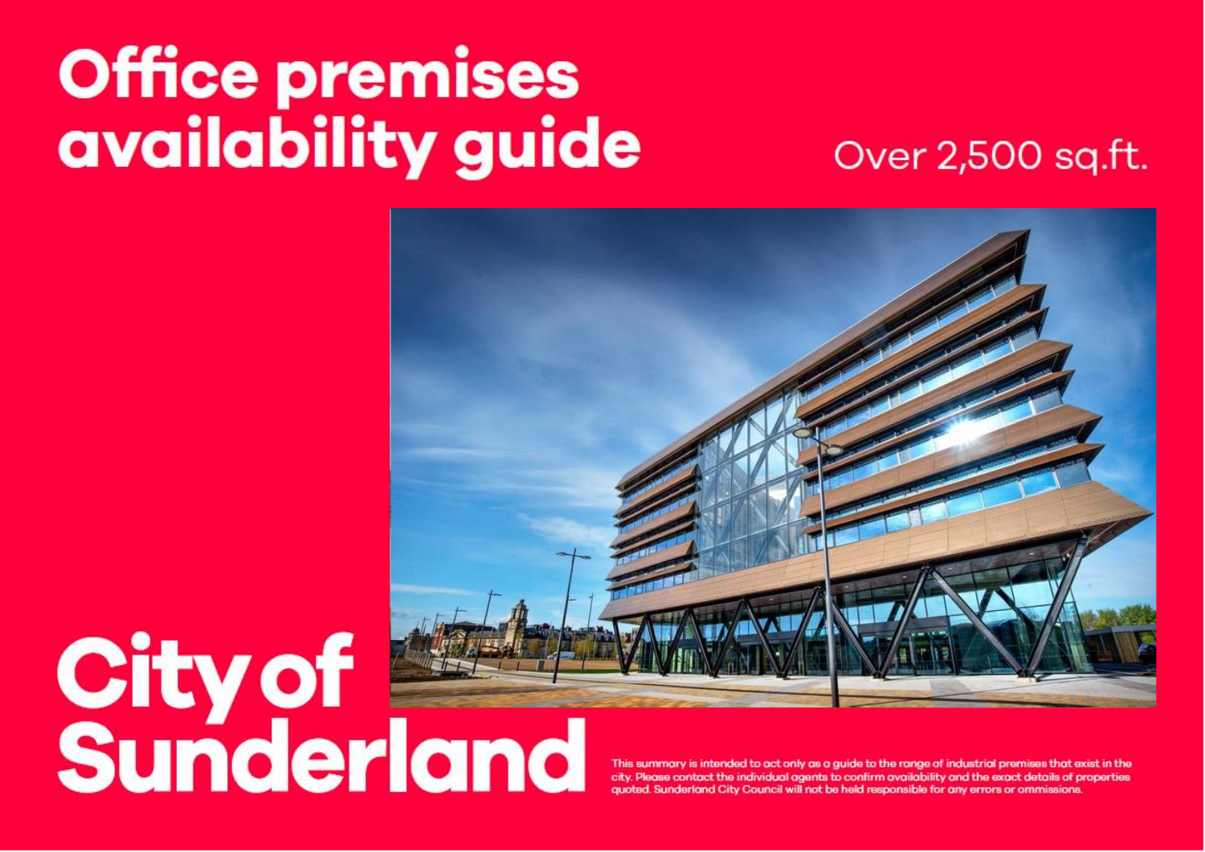# Office premises availability guide

Over 2,500 sq.ft.

# City of Sunderland

This summary is intended to act only as a guide to the range of industrial premises that exist in the city. Please contact the individual agents to confirm availability and the exact details of properties quoted. Sunderland City Council will not be held responsible for any errors or ommissions.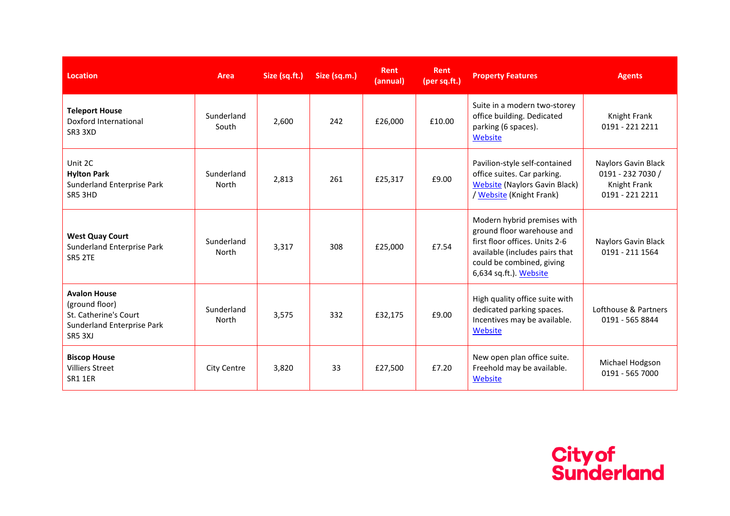| Location | Area | Size (sq.ft.) | Size (sq.m.) | Rent (annual) | Rent (per sq.ft.) | Property Features | Agents |
|---|---|---|---|---|---|---|---|
| **Teleport House** Doxford International SR3 3XD | Sunderland South | 2,600 | 242 | £26,000 | £10.00 | Suite in a modern two-storey office building. Dedicated parking (6 spaces). Website | Knight Frank 0191 - 221 2211 |
| Unit 2C **Hylton Park** Sunderland Enterprise Park SR5 3HD | Sunderland North | 2,813 | 261 | £25,317 | £9.00 | Pavilion-style self-contained office suites. Car parking. Website (Naylors Gavin Black) / Website (Knight Frank) | Naylors Gavin Black 0191 - 232 7030 / Knight Frank 0191 - 221 2211 |
| **West Quay Court** Sunderland Enterprise Park SR5 2TE | Sunderland North | 3,317 | 308 | £25,000 | £7.54 | Modern hybrid premises with ground floor warehouse and first floor offices. Units 2-6 available (includes pairs that could be combined, giving 6,634 sq.ft.). Website | Naylors Gavin Black 0191 - 211 1564 |
| **Avalon House** (ground floor) St. Catherine's Court Sunderland Enterprise Park SR5 3XJ | Sunderland North | 3,575 | 332 | £32,175 | £9.00 | High quality office suite with dedicated parking spaces. Incentives may be available. Website | Lofthouse & Partners 0191 - 565 8844 |
| **Biscop House** Villiers Street SR1 1ER | City Centre | 3,820 | 33 | £27,500 | £7.20 | New open plan office suite. Freehold may be available. Website | Michael Hodgson 0191 - 565 7000 |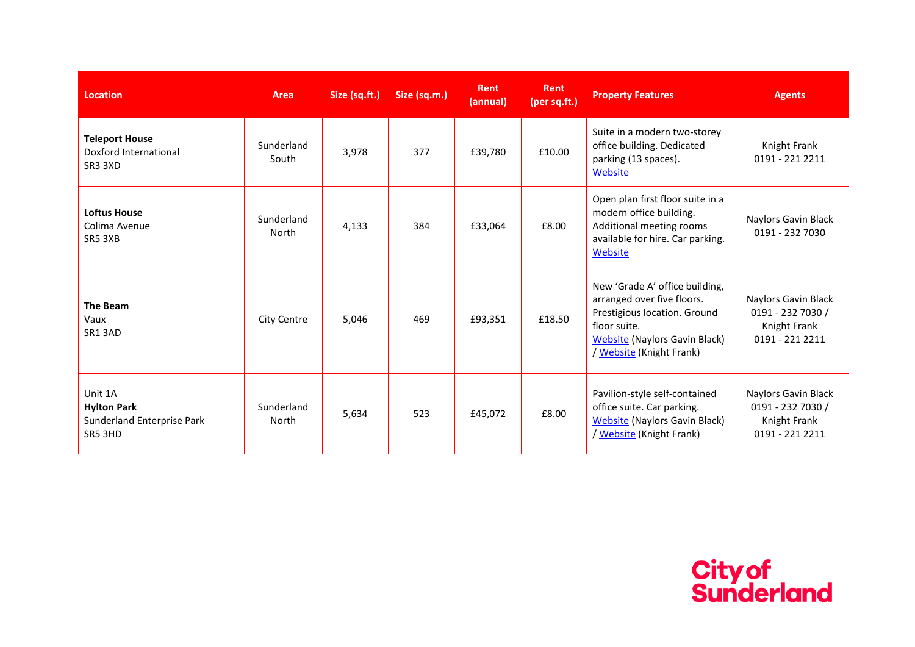| Location | Area | Size (sq.ft.) | Size (sq.m.) | Rent (annual) | Rent (per sq.ft.) | Property Features | Agents |
|---|---|---|---|---|---|---|---|
| **Teleport House** Doxford International SR3 3XD | Sunderland South | 3,978 | 377 | £39,780 | £10.00 | Suite in a modern two-storey office building. Dedicated parking (13 spaces). Website | Knight Frank 0191 - 221 2211 |
| **Loftus House** Colima Avenue SR5 3XB | Sunderland North | 4,133 | 384 | £33,064 | £8.00 | Open plan first floor suite in a modern office building. Additional meeting rooms available for hire. Car parking. Website | Naylors Gavin Black 0191 - 232 7030 |
| **The Beam** Vaux SR1 3AD | City Centre | 5,046 | 469 | £93,351 | £18.50 | New 'Grade A' office building, arranged over five floors. Prestigious location. Ground floor suite. Website (Naylors Gavin Black) / Website (Knight Frank) | Naylors Gavin Black 0191 - 232 7030 / Knight Frank 0191 - 221 2211 |
| Unit 1A **Hylton Park** Sunderland Enterprise Park SR5 3HD | Sunderland North | 5,634 | 523 | £45,072 | £8.00 | Pavilion-style self-contained office suite. Car parking. Website (Naylors Gavin Black) / Website (Knight Frank) | Naylors Gavin Black 0191 - 232 7030 / Knight Frank 0191 - 221 2211 |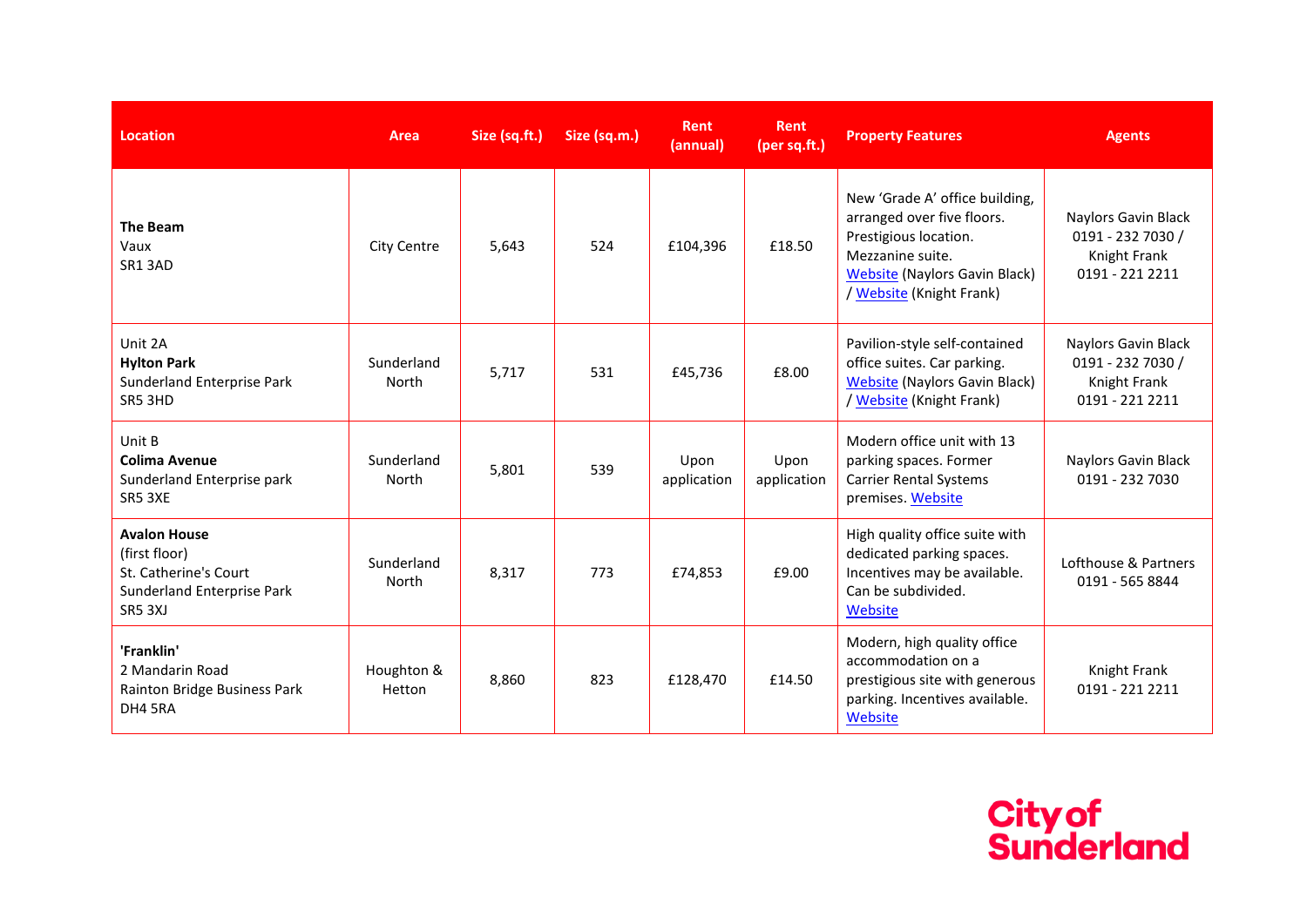| Location | Area | Size (sq.ft.) | Size (sq.m.) | Rent (annual) | Rent (per sq.ft.) | Property Features | Agents |
|---|---|---|---|---|---|---|---|
| **The Beam** Vaux SR1 3AD | City Centre | 5,643 | 524 | £104,396 | £18.50 | New 'Grade A' office building, arranged over five floors. Prestigious location. Mezzanine suite. Website (Naylors Gavin Black) / Website (Knight Frank) | Naylors Gavin Black 0191 - 232 7030 / Knight Frank 0191 - 221 2211 |
| Unit 2A **Hylton Park** Sunderland Enterprise Park SR5 3HD | Sunderland North | 5,717 | 531 | £45,736 | £8.00 | Pavilion-style self-contained office suites. Car parking. Website (Naylors Gavin Black) / Website (Knight Frank) | Naylors Gavin Black 0191 - 232 7030 / Knight Frank 0191 - 221 2211 |
| Unit B **Colima Avenue** Sunderland Enterprise park SR5 3XE | Sunderland North | 5,801 | 539 | Upon application | Upon application | Modern office unit with 13 parking spaces. Former Carrier Rental Systems premises. Website | Naylors Gavin Black 0191 - 232 7030 |
| **Avalon House** (first floor) St. Catherine's Court Sunderland Enterprise Park SR5 3XJ | Sunderland North | 8,317 | 773 | £74,853 | £9.00 | High quality office suite with dedicated parking spaces. Incentives may be available. Can be subdivided. Website | Lofthouse & Partners 0191 - 565 8844 |
| **'Franklin'** 2 Mandarin Road Rainton Bridge Business Park DH4 5RA | Houghton & Hetton | 8,860 | 823 | £128,470 | £14.50 | Modern, high quality office accommodation on a prestigious site with generous parking. Incentives available. Website | Knight Frank 0191 - 221 2211 |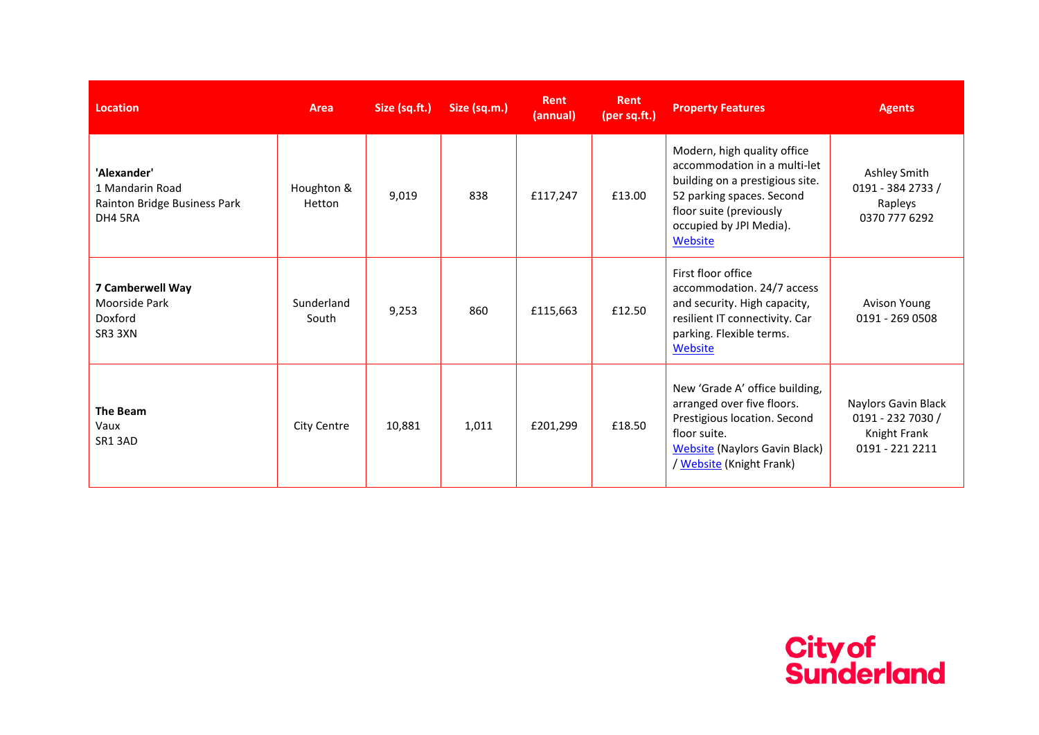| Location | Area | Size (sq.ft.) | Size (sq.m.) | Rent (annual) | Rent (per sq.ft.) | Property Features | Agents |
|---|---|---|---|---|---|---|---|
| **'Alexander'**<br>1 Mandarin Road<br>Rainton Bridge Business Park<br>DH4 5RA | Houghton & Hetton | 9,019 | 838 | £117,247 | £13.00 | Modern, high quality office accommodation in a multi-let building on a prestigious site. 52 parking spaces. Second floor suite (previously occupied by JPI Media). Website | Ashley Smith<br>0191 - 384 2733 /<br>Rapleys<br>0370 777 6292 |
| **7 Camberwell Way**<br>Moorside Park<br>Doxford<br>SR3 3XN | Sunderland South | 9,253 | 860 | £115,663 | £12.50 | First floor office accommodation. 24/7 access and security. High capacity, resilient IT connectivity. Car parking. Flexible terms. Website | Avison Young<br>0191 - 269 0508 |
| **The Beam**<br>Vaux<br>SR1 3AD | City Centre | 10,881 | 1,011 | £201,299 | £18.50 | New 'Grade A' office building, arranged over five floors. Prestigious location. Second floor suite. Website (Naylors Gavin Black) / Website (Knight Frank) | Naylors Gavin Black<br>0191 - 232 7030 /<br>Knight Frank<br>0191 - 221 2211 |

City of Sunderland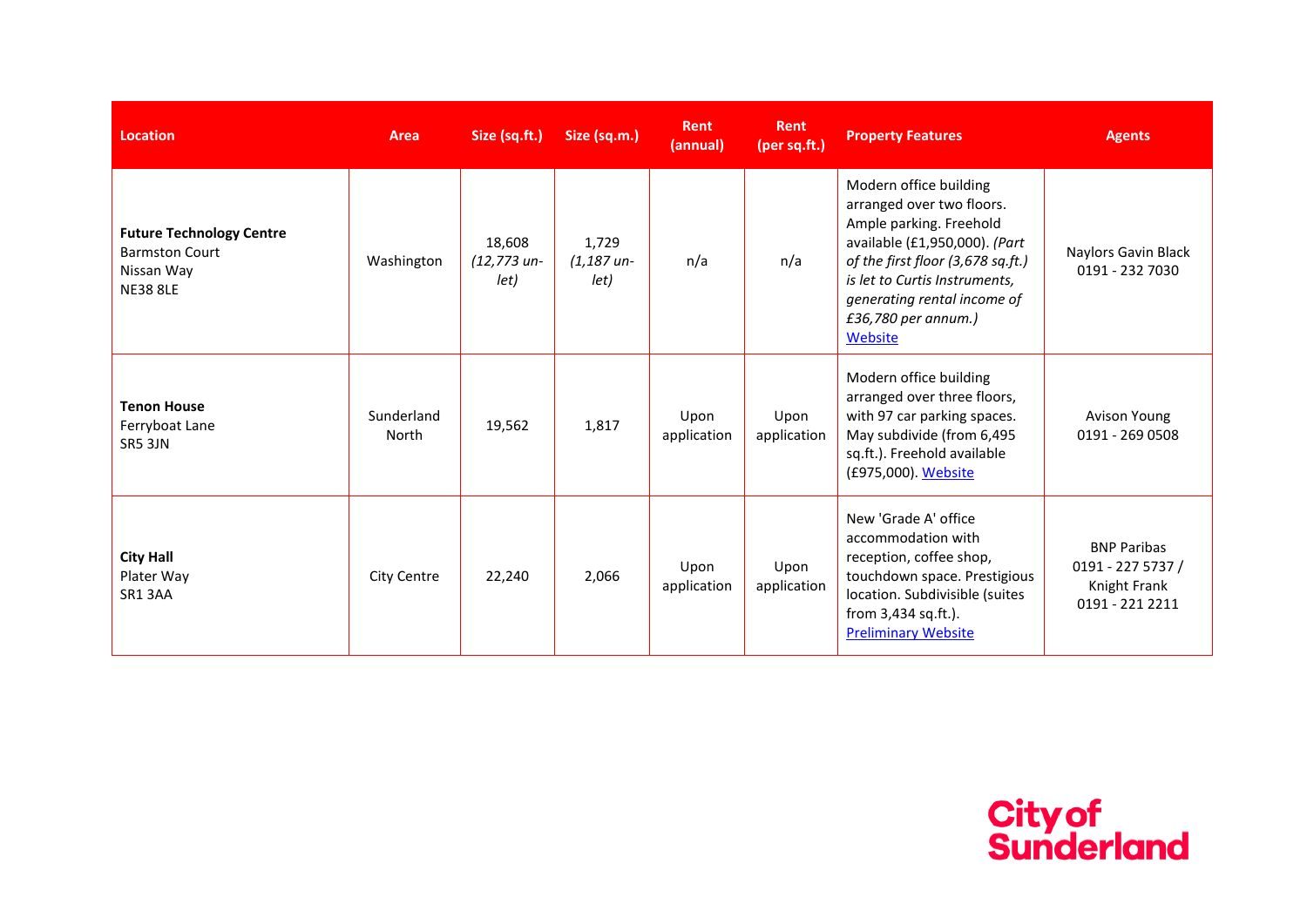| Location | Area | Size (sq.ft.) | Size (sq.m.) | Rent (annual) | Rent (per sq.ft.) | Property Features | Agents |
|---|---|---|---|---|---|---|---|
| **Future Technology Centre** Barmston Court Nissan Way NE38 8LE | Washington | 18,608 *(12,773 un-let)* | 1,729 *(1,187 un-let)* | n/a | n/a | Modern office building arranged over two floors. Ample parking. Freehold available (£1,950,000). *(Part of the first floor (3,678 sq.ft.) is let to Curtis Instruments, generating rental income of £36,780 per annum.)* Website | Naylors Gavin Black 0191 - 232 7030 |
| **Tenon House** Ferryboat Lane SR5 3JN | Sunderland North | 19,562 | 1,817 | Upon application | Upon application | Modern office building arranged over three floors, with 97 car parking spaces. May subdivide (from 6,495 sq.ft.). Freehold available (£975,000). Website | Avison Young 0191 - 269 0508 |
| **City Hall** Plater Way SR1 3AA | City Centre | 22,240 | 2,066 | Upon application | Upon application | New 'Grade A' office accommodation with reception, coffee shop, touchdown space. Prestigious location. Subdivisible (suites from 3,434 sq.ft.). Preliminary Website | BNP Paribas 0191 - 227 5737 / Knight Frank 0191 - 221 2211 |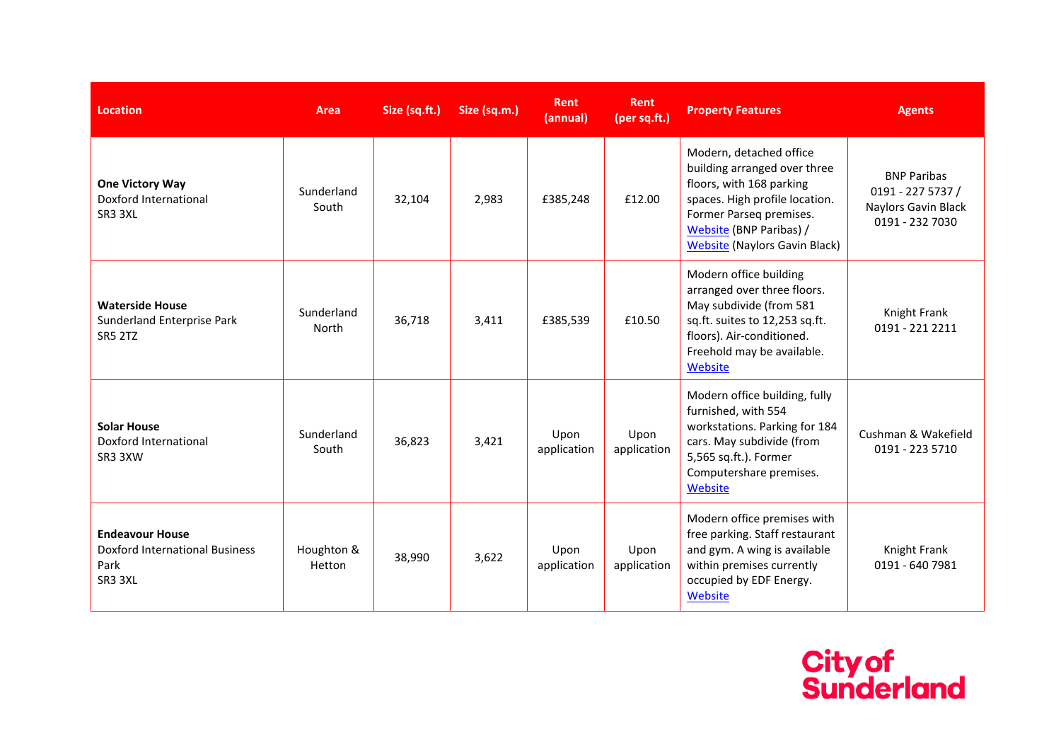| Location | Area | Size (sq.ft.) | Size (sq.m.) | Rent (annual) | Rent (per sq.ft.) | Property Features | Agents |
|---|---|---|---|---|---|---|---|
| **One Victory Way** Doxford International SR3 3XL | Sunderland South | 32,104 | 2,983 | £385,248 | £12.00 | Modern, detached office building arranged over three floors, with 168 parking spaces. High profile location. Former Parseq premises. Website (BNP Paribas) / Website (Naylors Gavin Black) | BNP Paribas 0191 - 227 5737 / Naylors Gavin Black 0191 - 232 7030 |
| **Waterside House** Sunderland Enterprise Park SR5 2TZ | Sunderland North | 36,718 | 3,411 | £385,539 | £10.50 | Modern office building arranged over three floors. May subdivide (from 581 sq.ft. suites to 12,253 sq.ft. floors). Air-conditioned. Freehold may be available. Website | Knight Frank 0191 - 221 2211 |
| **Solar House** Doxford International SR3 3XW | Sunderland South | 36,823 | 3,421 | Upon application | Upon application | Modern office building, fully furnished, with 554 workstations. Parking for 184 cars. May subdivide (from 5,565 sq.ft.). Former Computershare premises. Website | Cushman & Wakefield 0191 - 223 5710 |
| **Endeavour House** Doxford International Business Park SR3 3XL | Houghton & Hetton | 38,990 | 3,622 | Upon application | Upon application | Modern office premises with free parking. Staff restaurant and gym. A wing is available within premises currently occupied by EDF Energy. Website | Knight Frank 0191 - 640 7981 |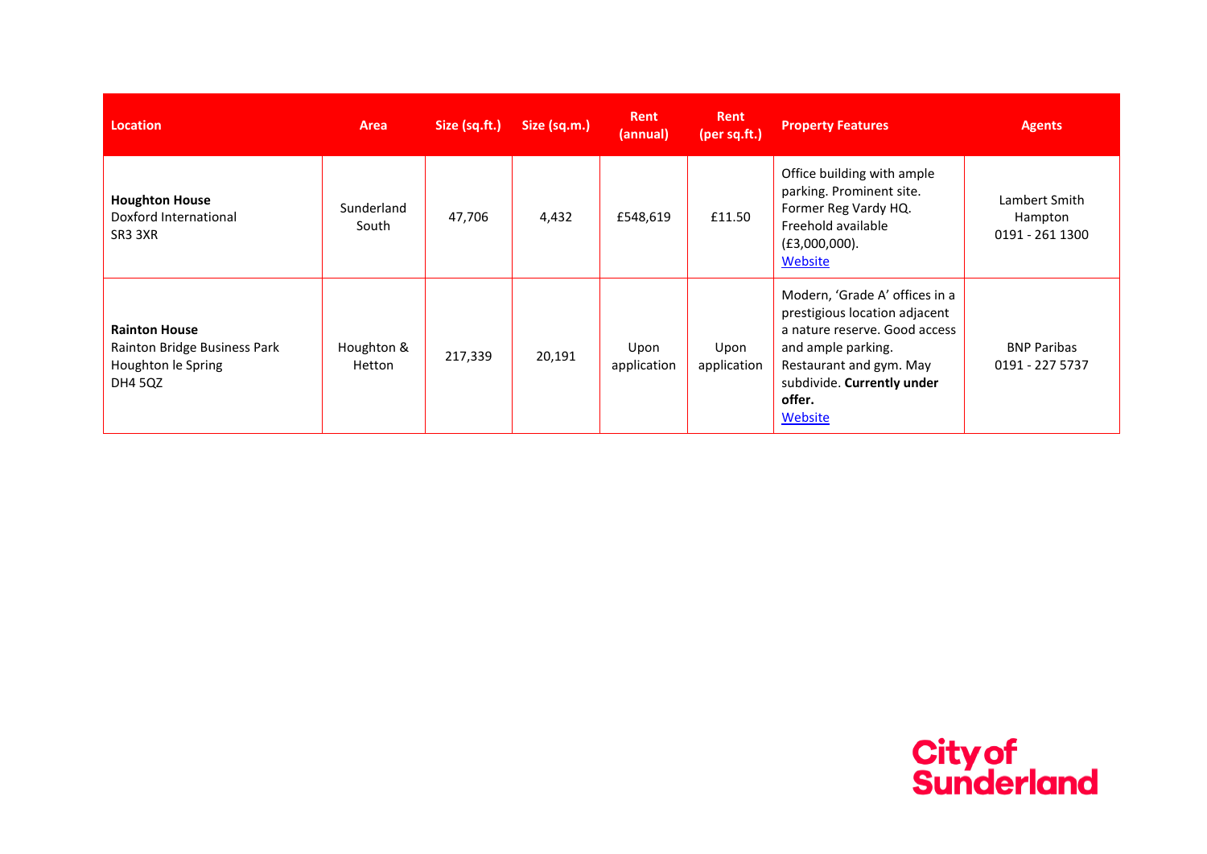| Location | Area | Size (sq.ft.) | Size (sq.m.) | Rent (annual) | Rent (per sq.ft.) | Property Features | Agents |
|---|---|---|---|---|---|---|---|
| **Houghton House** Doxford International SR3 3XR | Sunderland South | 47,706 | 4,432 | £548,619 | £11.50 | Office building with ample parking. Prominent site. Former Reg Vardy HQ. Freehold available (£3,000,000). Website | Lambert Smith Hampton 0191 - 261 1300 |
| **Rainton House** Rainton Bridge Business Park Houghton le Spring DH4 5QZ | Houghton & Hetton | 217,339 | 20,191 | Upon application | Upon application | Modern, 'Grade A' offices in a prestigious location adjacent a nature reserve. Good access and ample parking. Restaurant and gym. May subdivide. **Currently under offer.** Website | BNP Paribas 0191 - 227 5737 |

City of Sunderland